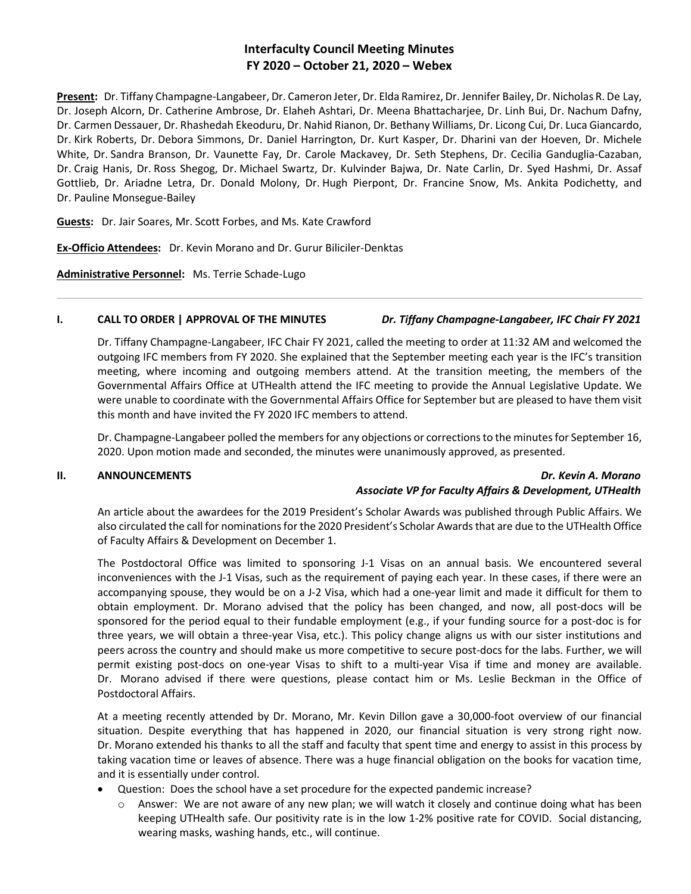# Interfaculty Council Meeting Minutes
## FY 2020 – October 21, 2020 – Webex

**Present:** Dr. Tiffany Champagne-Langabeer, Dr. Cameron Jeter, Dr. Elda Ramirez, Dr. Jennifer Bailey, Dr. Nicholas R. De Lay, Dr. Joseph Alcorn, Dr. Catherine Ambrose, Dr. Elaheh Ashtari, Dr. Meena Bhattacharjee, Dr. Linh Bui, Dr. Nachum Dafny, Dr. Carmen Dessauer, Dr. Rhashedah Ekeoduru, Dr. Nahid Rianon, Dr. Bethany Williams, Dr. Licong Cui, Dr. Luca Giancardo, Dr. Kirk Roberts, Dr. Debora Simmons, Dr. Daniel Harrington, Dr. Kurt Kasper, Dr. Dharini van der Hoeven, Dr. Michele White, Dr. Sandra Branson, Dr. Vaunette Fay, Dr. Carole Mackavey, Dr. Seth Stephens, Dr. Cecilia Ganduglia-Cazaban, Dr. Craig Hanis, Dr. Ross Shegog, Dr. Michael Swartz, Dr. Kulvinder Bajwa, Dr. Nate Carlin, Dr. Syed Hashmi, Dr. Assaf Gottlieb, Dr. Ariadne Letra, Dr. Donald Molony, Dr. Hugh Pierpont, Dr. Francine Snow, Ms. Ankita Podichetty, and Dr. Pauline Monsegue-Bailey

**Guests:** Dr. Jair Soares, Mr. Scott Forbes, and Ms. Kate Crawford

**Ex-Officio Attendees:** Dr. Kevin Morano and Dr. Gurur Biliciler-Denktas

**Administrative Personnel:** Ms. Terrie Schade-Lugo

---

### I. CALL TO ORDER | APPROVAL OF THE MINUTES — *Dr. Tiffany Champagne-Langabeer, IFC Chair FY 2021*

Dr. Tiffany Champagne-Langabeer, IFC Chair FY 2021, called the meeting to order at 11:32 AM and welcomed the outgoing IFC members from FY 2020. She explained that the September meeting each year is the IFC's transition meeting, where incoming and outgoing members attend. At the transition meeting, the members of the Governmental Affairs Office at UTHealth attend the IFC meeting to provide the Annual Legislative Update. We were unable to coordinate with the Governmental Affairs Office for September but are pleased to have them visit this month and have invited the FY 2020 IFC members to attend.

Dr. Champagne-Langabeer polled the members for any objections or corrections to the minutes for September 16, 2020. Upon motion made and seconded, the minutes were unanimously approved, as presented.

### II. ANNOUNCEMENTS — *Dr. Kevin A. Morano, Associate VP for Faculty Affairs & Development, UTHealth*

An article about the awardees for the 2019 President's Scholar Awards was published through Public Affairs. We also circulated the call for nominations for the 2020 President's Scholar Awards that are due to the UTHealth Office of Faculty Affairs & Development on December 1.

The Postdoctoral Office was limited to sponsoring J-1 Visas on an annual basis. We encountered several inconveniences with the J-1 Visas, such as the requirement of paying each year. In these cases, if there were an accompanying spouse, they would be on a J-2 Visa, which had a one-year limit and made it difficult for them to obtain employment. Dr. Morano advised that the policy has been changed, and now, all post-docs will be sponsored for the period equal to their fundable employment (e.g., if your funding source for a post-doc is for three years, we will obtain a three-year Visa, etc.). This policy change aligns us with our sister institutions and peers across the country and should make us more competitive to secure post-docs for the labs. Further, we will permit existing post-docs on one-year Visas to shift to a multi-year Visa if time and money are available. Dr. Morano advised if there were questions, please contact him or Ms. Leslie Beckman in the Office of Postdoctoral Affairs.

At a meeting recently attended by Dr. Morano, Mr. Kevin Dillon gave a 30,000-foot overview of our financial situation. Despite everything that has happened in 2020, our financial situation is very strong right now. Dr. Morano extended his thanks to all the staff and faculty that spent time and energy to assist in this process by taking vacation time or leaves of absence. There was a huge financial obligation on the books for vacation time, and it is essentially under control.

- Question: Does the school have a set procedure for the expected pandemic increase?
  - Answer: We are not aware of any new plan; we will watch it closely and continue doing what has been keeping UTHealth safe. Our positivity rate is in the low 1-2% positive rate for COVID. Social distancing, wearing masks, washing hands, etc., will continue.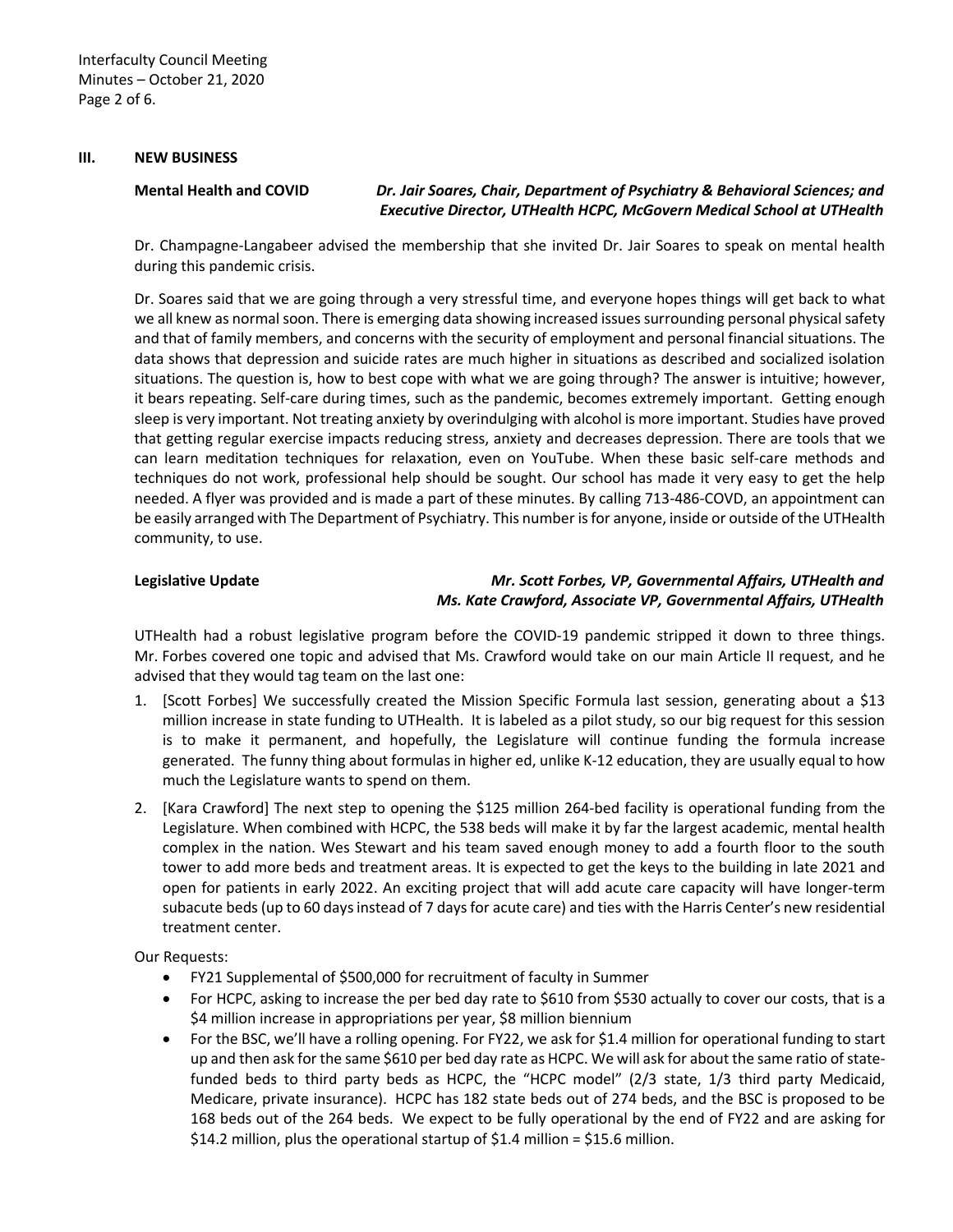### III. NEW BUSINESS

**Mental Health and COVID** — ***Dr. Jair Soares, Chair, Department of Psychiatry & Behavioral Sciences; and Executive Director, UTHealth HCPC, McGovern Medical School at UTHealth***

Dr. Champagne-Langabeer advised the membership that she invited Dr. Jair Soares to speak on mental health during this pandemic crisis.

Dr. Soares said that we are going through a very stressful time, and everyone hopes things will get back to what we all knew as normal soon. There is emerging data showing increased issues surrounding personal physical safety and that of family members, and concerns with the security of employment and personal financial situations. The data shows that depression and suicide rates are much higher in situations as described and socialized isolation situations. The question is, how to best cope with what we are going through? The answer is intuitive; however, it bears repeating. Self-care during times, such as the pandemic, becomes extremely important. Getting enough sleep is very important. Not treating anxiety by overindulging with alcohol is more important. Studies have proved that getting regular exercise impacts reducing stress, anxiety and decreases depression. There are tools that we can learn meditation techniques for relaxation, even on YouTube. When these basic self-care methods and techniques do not work, professional help should be sought. Our school has made it very easy to get the help needed. A flyer was provided and is made a part of these minutes. By calling 713-486-COVD, an appointment can be easily arranged with The Department of Psychiatry. This number is for anyone, inside or outside of the UTHealth community, to use.

**Legislative Update** — ***Mr. Scott Forbes, VP, Governmental Affairs, UTHealth and Ms. Kate Crawford, Associate VP, Governmental Affairs, UTHealth***

UTHealth had a robust legislative program before the COVID-19 pandemic stripped it down to three things. Mr. Forbes covered one topic and advised that Ms. Crawford would take on our main Article II request, and he advised that they would tag team on the last one:

1. [Scott Forbes] We successfully created the Mission Specific Formula last session, generating about a $13 million increase in state funding to UTHealth. It is labeled as a pilot study, so our big request for this session is to make it permanent, and hopefully, the Legislature will continue funding the formula increase generated. The funny thing about formulas in higher ed, unlike K-12 education, they are usually equal to how much the Legislature wants to spend on them.
2. [Kara Crawford] The next step to opening the $125 million 264-bed facility is operational funding from the Legislature. When combined with HCPC, the 538 beds will make it by far the largest academic, mental health complex in the nation. Wes Stewart and his team saved enough money to add a fourth floor to the south tower to add more beds and treatment areas. It is expected to get the keys to the building in late 2021 and open for patients in early 2022. An exciting project that will add acute care capacity will have longer-term subacute beds (up to 60 days instead of 7 days for acute care) and ties with the Harris Center's new residential treatment center.

Our Requests:

- FY21 Supplemental of $500,000 for recruitment of faculty in Summer
- For HCPC, asking to increase the per bed day rate to $610 from $530 actually to cover our costs, that is a $4 million increase in appropriations per year, $8 million biennium
- For the BSC, we'll have a rolling opening. For FY22, we ask for $1.4 million for operational funding to start up and then ask for the same $610 per bed day rate as HCPC. We will ask for about the same ratio of state-funded beds to third party beds as HCPC, the "HCPC model" (2/3 state, 1/3 third party Medicaid, Medicare, private insurance). HCPC has 182 state beds out of 274 beds, and the BSC is proposed to be 168 beds out of the 264 beds. We expect to be fully operational by the end of FY22 and are asking for $14.2 million, plus the operational startup of $1.4 million = $15.6 million.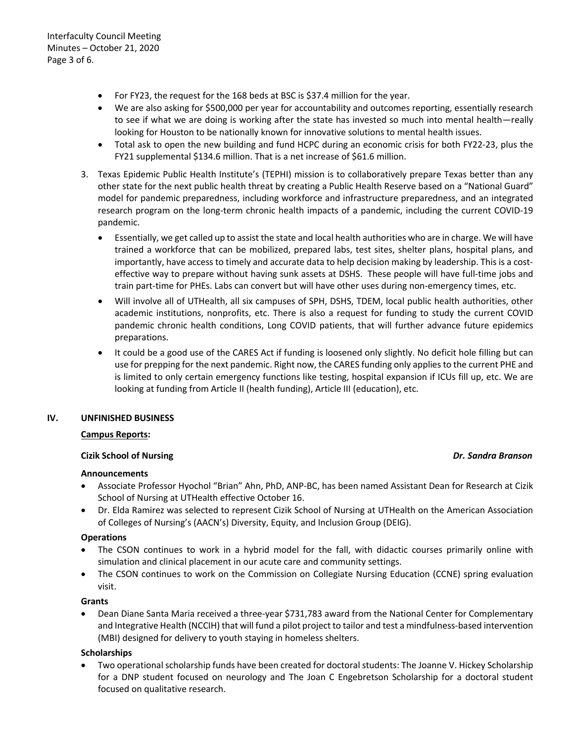- For FY23, the request for the 168 beds at BSC is $37.4 million for the year.
- We are also asking for $500,000 per year for accountability and outcomes reporting, essentially research to see if what we are doing is working after the state has invested so much into mental health—really looking for Houston to be nationally known for innovative solutions to mental health issues.
- Total ask to open the new building and fund HCPC during an economic crisis for both FY22-23, plus the FY21 supplemental $134.6 million. That is a net increase of $61.6 million.

3. Texas Epidemic Public Health Institute's (TEPHI) mission is to collaboratively prepare Texas better than any other state for the next public health threat by creating a Public Health Reserve based on a "National Guard" model for pandemic preparedness, including workforce and infrastructure preparedness, and an integrated research program on the long-term chronic health impacts of a pandemic, including the current COVID-19 pandemic.
   - Essentially, we get called up to assist the state and local health authorities who are in charge. We will have trained a workforce that can be mobilized, prepared labs, test sites, shelter plans, hospital plans, and importantly, have access to timely and accurate data to help decision making by leadership. This is a cost-effective way to prepare without having sunk assets at DSHS. These people will have full-time jobs and train part-time for PHEs. Labs can convert but will have other uses during non-emergency times, etc.
   - Will involve all of UTHealth, all six campuses of SPH, DSHS, TDEM, local public health authorities, other academic institutions, nonprofits, etc. There is also a request for funding to study the current COVID pandemic chronic health conditions, Long COVID patients, that will further advance future epidemics preparations.
   - It could be a good use of the CARES Act if funding is loosened only slightly. No deficit hole filling but can use for prepping for the next pandemic. Right now, the CARES funding only applies to the current PHE and is limited to only certain emergency functions like testing, hospital expansion if ICUs fill up, etc. We are looking at funding from Article II (health funding), Article III (education), etc.

## IV. UNFINISHED BUSINESS

**Campus Reports:**

**Cizik School of Nursing** — ***Dr. Sandra Branson***

**Announcements**

- Associate Professor Hyochol "Brian" Ahn, PhD, ANP-BC, has been named Assistant Dean for Research at Cizik School of Nursing at UTHealth effective October 16.
- Dr. Elda Ramirez was selected to represent Cizik School of Nursing at UTHealth on the American Association of Colleges of Nursing's (AACN's) Diversity, Equity, and Inclusion Group (DEIG).

**Operations**

- The CSON continues to work in a hybrid model for the fall, with didactic courses primarily online with simulation and clinical placement in our acute care and community settings.
- The CSON continues to work on the Commission on Collegiate Nursing Education (CCNE) spring evaluation visit.

**Grants**

- Dean Diane Santa Maria received a three-year $731,783 award from the National Center for Complementary and Integrative Health (NCCIH) that will fund a pilot project to tailor and test a mindfulness-based intervention (MBI) designed for delivery to youth staying in homeless shelters.

**Scholarships**

- Two operational scholarship funds have been created for doctoral students: The Joanne V. Hickey Scholarship for a DNP student focused on neurology and The Joan C Engebretson Scholarship for a doctoral student focused on qualitative research.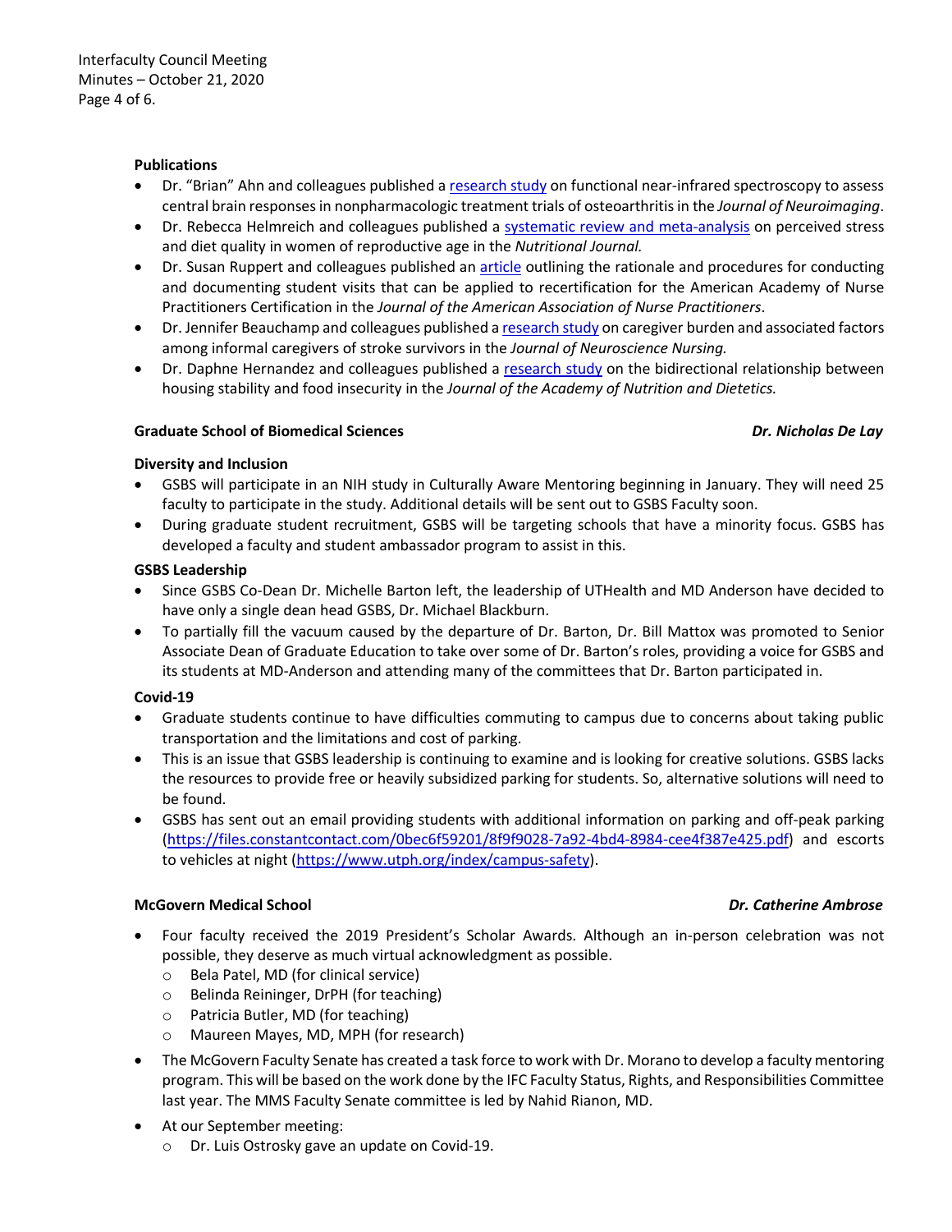**Publications**

- Dr. "Brian" Ahn and colleagues published a research study on functional near-infrared spectroscopy to assess central brain responses in nonpharmacologic treatment trials of osteoarthritis in the *Journal of Neuroimaging*.
- Dr. Rebecca Helmreich and colleagues published a systematic review and meta-analysis on perceived stress and diet quality in women of reproductive age in the *Nutritional Journal.*
- Dr. Susan Ruppert and colleagues published an article outlining the rationale and procedures for conducting and documenting student visits that can be applied to recertification for the American Academy of Nurse Practitioners Certification in the *Journal of the American Association of Nurse Practitioners*.
- Dr. Jennifer Beauchamp and colleagues published a research study on caregiver burden and associated factors among informal caregivers of stroke survivors in the *Journal of Neuroscience Nursing.*
- Dr. Daphne Hernandez and colleagues published a research study on the bidirectional relationship between housing stability and food insecurity in the *Journal of the Academy of Nutrition and Dietetics.*

**Graduate School of Biomedical Sciences** — ***Dr. Nicholas De Lay***

**Diversity and Inclusion**

- GSBS will participate in an NIH study in Culturally Aware Mentoring beginning in January. They will need 25 faculty to participate in the study. Additional details will be sent out to GSBS Faculty soon.
- During graduate student recruitment, GSBS will be targeting schools that have a minority focus. GSBS has developed a faculty and student ambassador program to assist in this.

**GSBS Leadership**

- Since GSBS Co-Dean Dr. Michelle Barton left, the leadership of UTHealth and MD Anderson have decided to have only a single dean head GSBS, Dr. Michael Blackburn.
- To partially fill the vacuum caused by the departure of Dr. Barton, Dr. Bill Mattox was promoted to Senior Associate Dean of Graduate Education to take over some of Dr. Barton's roles, providing a voice for GSBS and its students at MD-Anderson and attending many of the committees that Dr. Barton participated in.

**Covid-19**

- Graduate students continue to have difficulties commuting to campus due to concerns about taking public transportation and the limitations and cost of parking.
- This is an issue that GSBS leadership is continuing to examine and is looking for creative solutions. GSBS lacks the resources to provide free or heavily subsidized parking for students. So, alternative solutions will need to be found.
- GSBS has sent out an email providing students with additional information on parking and off-peak parking (https://files.constantcontact.com/0bec6f59201/8f9f9028-7a92-4bd4-8984-cee4f387e425.pdf) and escorts to vehicles at night (https://www.utph.org/index/campus-safety).

**McGovern Medical School** — ***Dr. Catherine Ambrose***

- Four faculty received the 2019 President's Scholar Awards. Although an in-person celebration was not possible, they deserve as much virtual acknowledgment as possible.
  - Bela Patel, MD (for clinical service)
  - Belinda Reininger, DrPH (for teaching)
  - Patricia Butler, MD (for teaching)
  - Maureen Mayes, MD, MPH (for research)
- The McGovern Faculty Senate has created a task force to work with Dr. Morano to develop a faculty mentoring program. This will be based on the work done by the IFC Faculty Status, Rights, and Responsibilities Committee last year. The MMS Faculty Senate committee is led by Nahid Rianon, MD.
- At our September meeting:
  - Dr. Luis Ostrosky gave an update on Covid-19.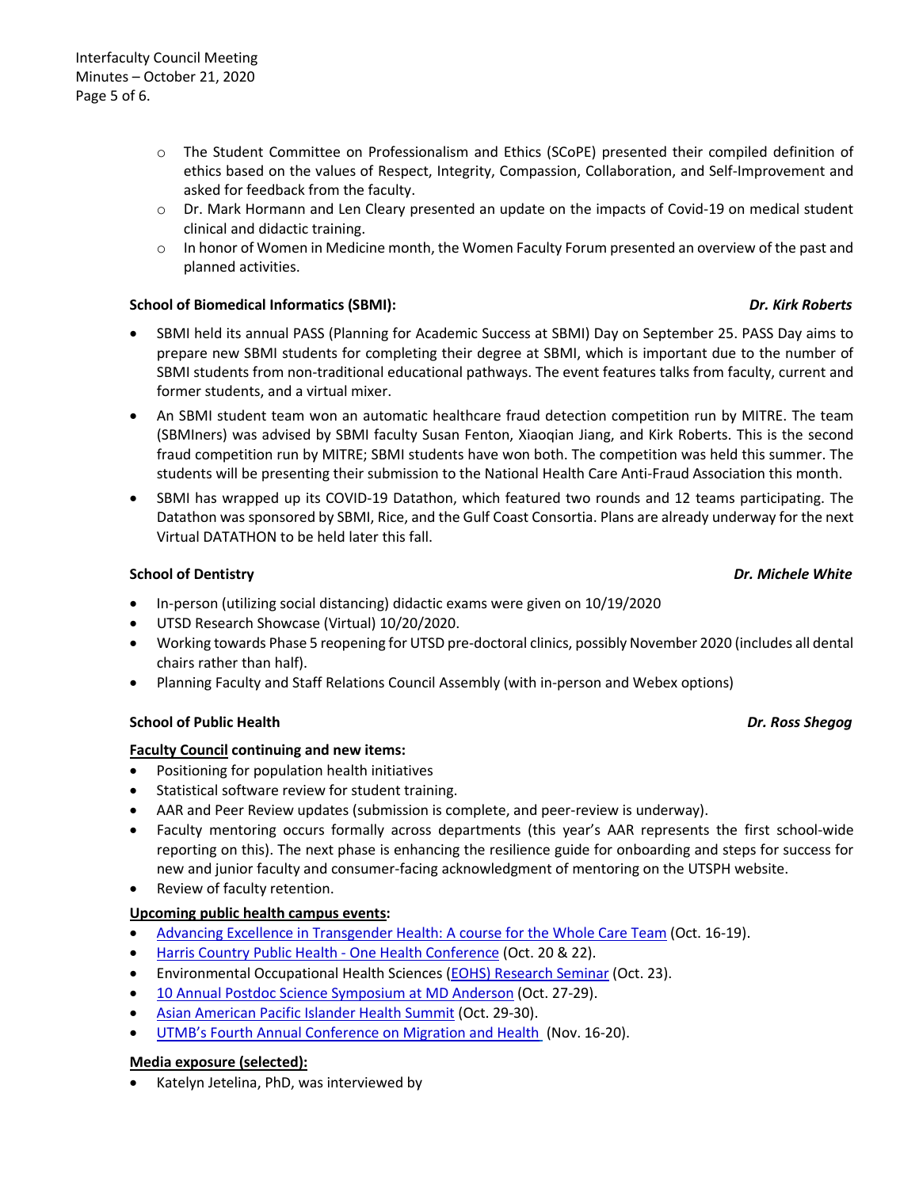- The Student Committee on Professionalism and Ethics (SCoPE) presented their compiled definition of ethics based on the values of Respect, Integrity, Compassion, Collaboration, and Self-Improvement and asked for feedback from the faculty.
- Dr. Mark Hormann and Len Cleary presented an update on the impacts of Covid-19 on medical student clinical and didactic training.
- In honor of Women in Medicine month, the Women Faculty Forum presented an overview of the past and planned activities.

**School of Biomedical Informatics (SBMI):** ***Dr. Kirk Roberts***

- SBMI held its annual PASS (Planning for Academic Success at SBMI) Day on September 25. PASS Day aims to prepare new SBMI students for completing their degree at SBMI, which is important due to the number of SBMI students from non-traditional educational pathways. The event features talks from faculty, current and former students, and a virtual mixer.
- An SBMI student team won an automatic healthcare fraud detection competition run by MITRE. The team (SBMIners) was advised by SBMI faculty Susan Fenton, Xiaoqian Jiang, and Kirk Roberts. This is the second fraud competition run by MITRE; SBMI students have won both. The competition was held this summer. The students will be presenting their submission to the National Health Care Anti-Fraud Association this month.
- SBMI has wrapped up its COVID-19 Datathon, which featured two rounds and 12 teams participating. The Datathon was sponsored by SBMI, Rice, and the Gulf Coast Consortia. Plans are already underway for the next Virtual DATATHON to be held later this fall.

**School of Dentistry** ***Dr. Michele White***

- In-person (utilizing social distancing) didactic exams were given on 10/19/2020
- UTSD Research Showcase (Virtual) 10/20/2020.
- Working towards Phase 5 reopening for UTSD pre-doctoral clinics, possibly November 2020 (includes all dental chairs rather than half).
- Planning Faculty and Staff Relations Council Assembly (with in-person and Webex options)

**School of Public Health** ***Dr. Ross Shegog***

**Faculty Council continuing and new items:**

- Positioning for population health initiatives
- Statistical software review for student training.
- AAR and Peer Review updates (submission is complete, and peer-review is underway).
- Faculty mentoring occurs formally across departments (this year's AAR represents the first school-wide reporting on this). The next phase is enhancing the resilience guide for onboarding and steps for success for new and junior faculty and consumer-facing acknowledgment of mentoring on the UTSPH website.
- Review of faculty retention.

**Upcoming public health campus events:**

- Advancing Excellence in Transgender Health: A course for the Whole Care Team (Oct. 16-19).
- Harris Country Public Health - One Health Conference (Oct. 20 & 22).
- Environmental Occupational Health Sciences (EOHS) Research Seminar (Oct. 23).
- 10 Annual Postdoc Science Symposium at MD Anderson (Oct. 27-29).
- Asian American Pacific Islander Health Summit (Oct. 29-30).
- UTMB's Fourth Annual Conference on Migration and Health (Nov. 16-20).

**Media exposure (selected):**

- Katelyn Jetelina, PhD, was interviewed by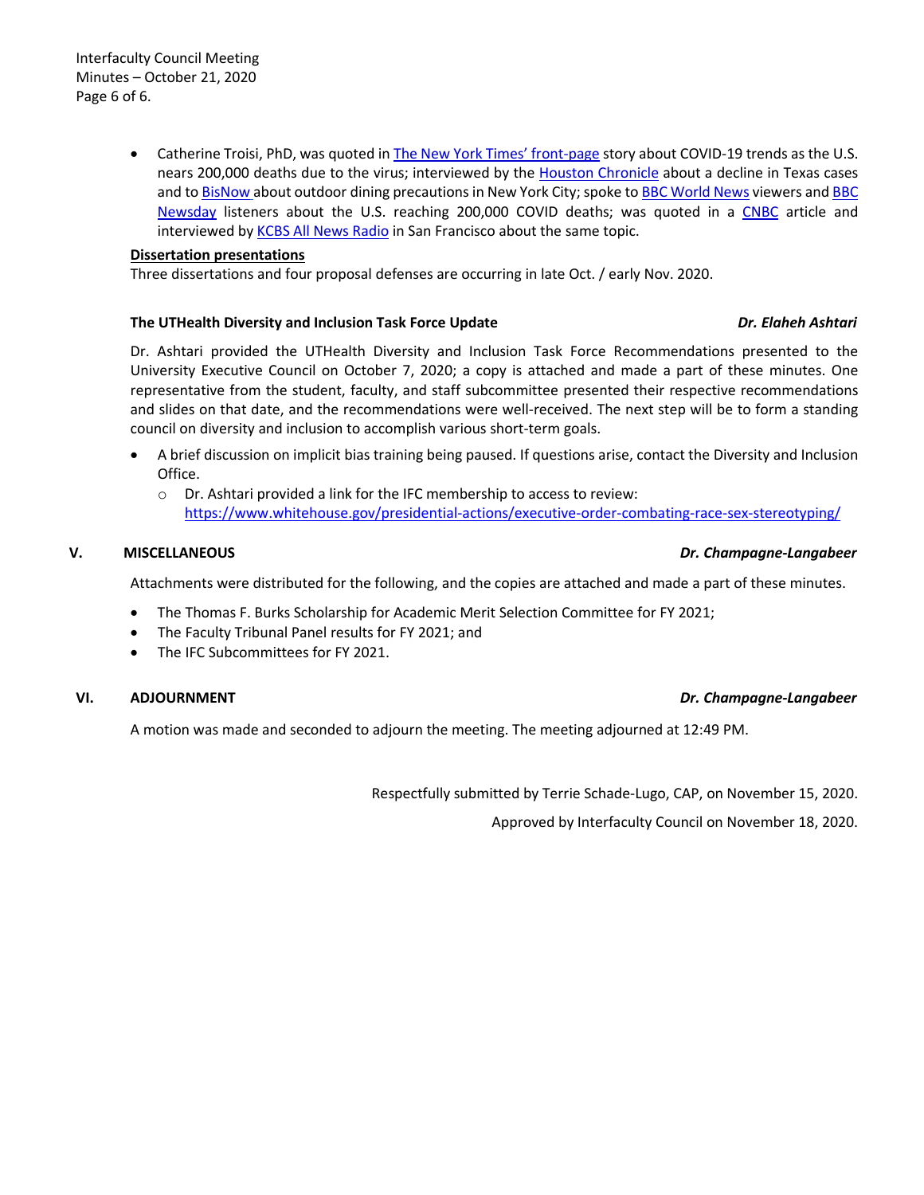- Catherine Troisi, PhD, was quoted in The New York Times' front-page story about COVID-19 trends as the U.S. nears 200,000 deaths due to the virus; interviewed by the Houston Chronicle about a decline in Texas cases and to BisNow about outdoor dining precautions in New York City; spoke to BBC World News viewers and BBC Newsday listeners about the U.S. reaching 200,000 COVID deaths; was quoted in a CNBC article and interviewed by KCBS All News Radio in San Francisco about the same topic.

**Dissertation presentations**

Three dissertations and four proposal defenses are occurring in late Oct. / early Nov. 2020.

**The UTHealth Diversity and Inclusion Task Force Update** — ***Dr. Elaheh Ashtari***

Dr. Ashtari provided the UTHealth Diversity and Inclusion Task Force Recommendations presented to the University Executive Council on October 7, 2020; a copy is attached and made a part of these minutes. One representative from the student, faculty, and staff subcommittee presented their respective recommendations and slides on that date, and the recommendations were well-received. The next step will be to form a standing council on diversity and inclusion to accomplish various short-term goals.

- A brief discussion on implicit bias training being paused. If questions arise, contact the Diversity and Inclusion Office.
  - Dr. Ashtari provided a link for the IFC membership to access to review: https://www.whitehouse.gov/presidential-actions/executive-order-combating-race-sex-stereotyping/

## V. MISCELLANEOUS — *Dr. Champagne-Langabeer*

Attachments were distributed for the following, and the copies are attached and made a part of these minutes.

- The Thomas F. Burks Scholarship for Academic Merit Selection Committee for FY 2021;
- The Faculty Tribunal Panel results for FY 2021; and
- The IFC Subcommittees for FY 2021.

## VI. ADJOURNMENT — *Dr. Champagne-Langabeer*

A motion was made and seconded to adjourn the meeting. The meeting adjourned at 12:49 PM.

Respectfully submitted by Terrie Schade-Lugo, CAP, on November 15, 2020.

Approved by Interfaculty Council on November 18, 2020.